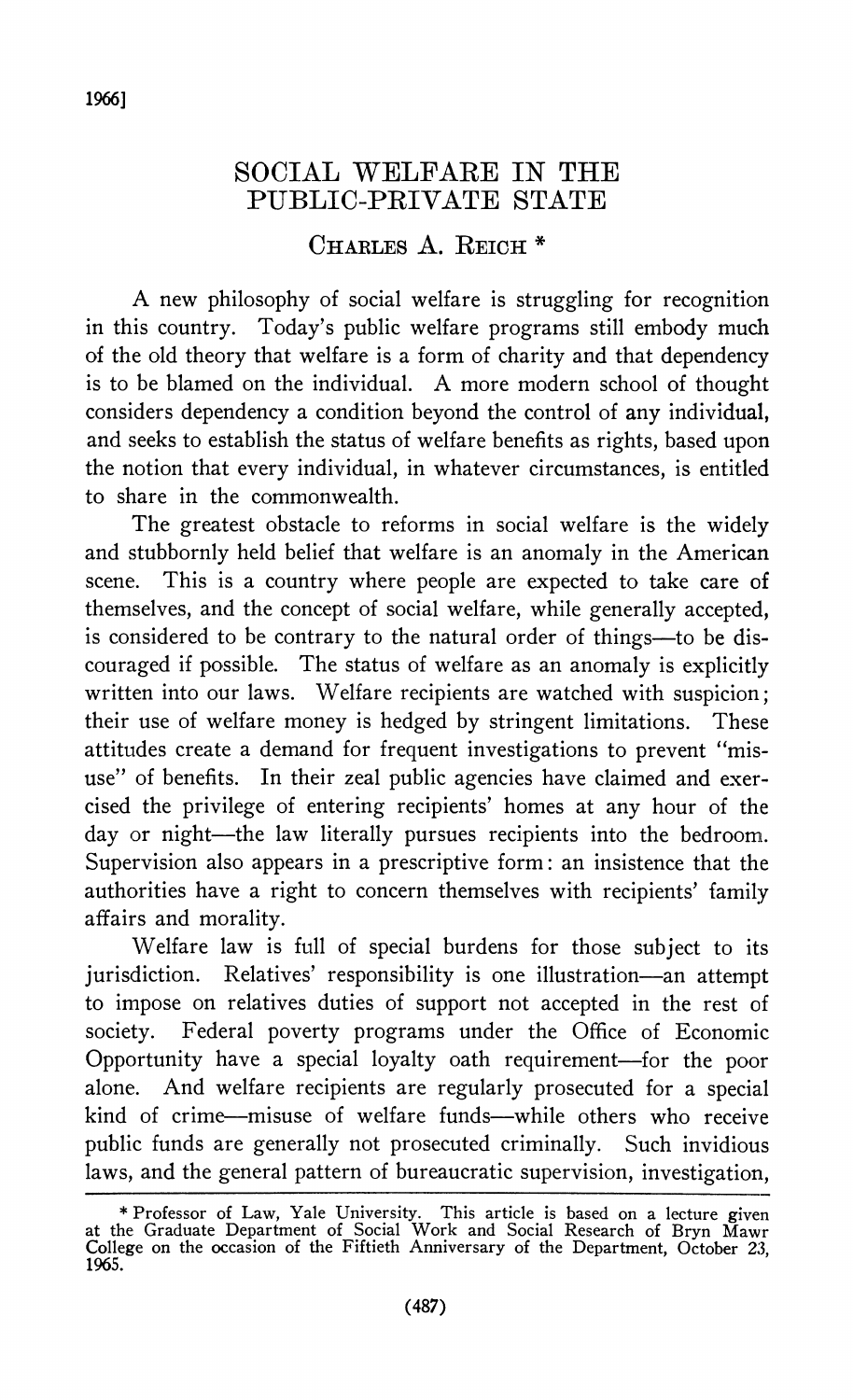# SOCIAL WELFARE IN THE PUBLIC-PRIVATE STATE

CHARLES A. REICH *

A new philosophy of social welfare is struggling for recognition in this country. Today's public welfare programs still embody much of the old theory that welfare is a form of charity and that dependency is to be blamed on the individual. A more modern school of thought considers dependency a condition beyond the control of any individual, and seeks to establish the status of welfare benefits as rights, based upon the notion that every individual, in whatever circumstances, is entitled to share in the commonwealth.

The greatest obstacle to reforms in social welfare is the widely and stubbornly held belief that welfare is an anomaly in the American scene. This is a country where people are expected to take care of themselves, and the concept of social welfare, while generally accepted, is considered to be contrary to the natural order of things—to be discouraged if possible. The status of welfare as an anomaly is explicitly written into our laws. Welfare recipients are watched with suspicion; their use of welfare money is hedged by stringent limitations. These attitudes create a demand for frequent investigations to prevent "misuse" of benefits. In their zeal public agencies have claimed and exercised the privilege of entering recipients' homes at any hour of the day or night—the law literally pursues recipients into the bedroom. Supervision also appears in a prescriptive form: an insistence that the authorities have a right to concern themselves with recipients' family affairs and morality.

Welfare law is full of special burdens for those subject to its jurisdiction. Relatives' responsibility is one illustration—an attempt to impose on relatives duties of support not accepted in the rest of society. Federal poverty programs under the Office of Economic Opportunity have a special loyalty oath requirement—for the poor alone. And welfare recipients are regularly prosecuted for a special kind of crime—misuse of welfare funds—while others who receive public funds are generally not prosecuted criminally. Such invidious laws, and the general pattern of bureaucratic supervision, investigation,

---

* Professor of Law, Yale University. This article is based on a lecture given at the Graduate Department of Social Work and Social Research of Bryn Mawr College on the occasion of the Fiftieth Anniversary of the Department, October 23, 1965.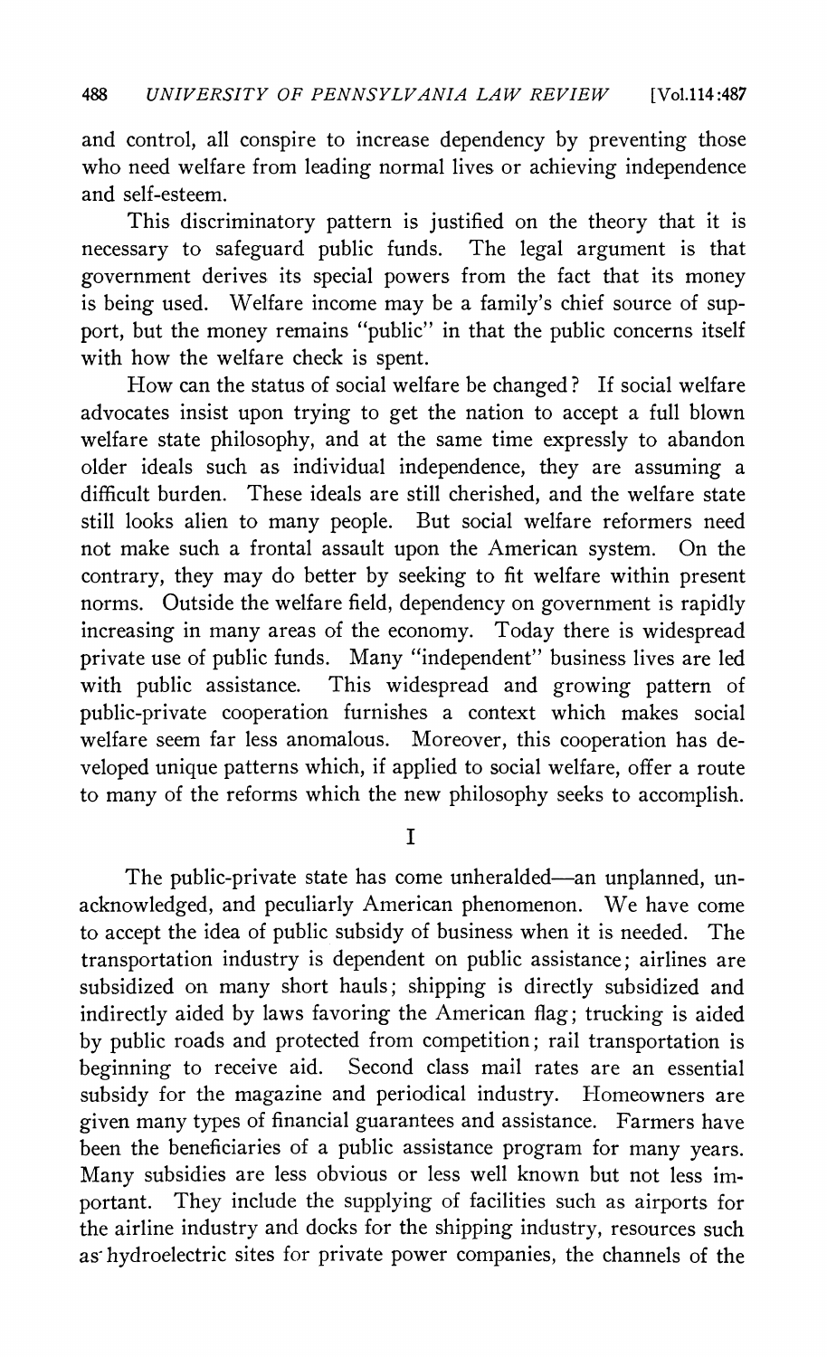and control, all conspire to increase dependency by preventing those who need welfare from leading normal lives or achieving independence and self-esteem.

This discriminatory pattern is justified on the theory that it is necessary to safeguard public funds. The legal argument is that government derives its special powers from the fact that its money is being used. Welfare income may be a family's chief source of support, but the money remains "public" in that the public concerns itself with how the welfare check is spent.

How can the status of social welfare be changed? If social welfare advocates insist upon trying to get the nation to accept a full blown welfare state philosophy, and at the same time expressly to abandon older ideals such as individual independence, they are assuming a difficult burden. These ideals are still cherished, and the welfare state still looks alien to many people. But social welfare reformers need not make such a frontal assault upon the American system. On the contrary, they may do better by seeking to fit welfare within present norms. Outside the welfare field, dependency on government is rapidly increasing in many areas of the economy. Today there is widespread private use of public funds. Many "independent" business lives are led with public assistance. This widespread and growing pattern of public-private cooperation furnishes a context which makes social welfare seem far less anomalous. Moreover, this cooperation has developed unique patterns which, if applied to social welfare, offer a route to many of the reforms which the new philosophy seeks to accomplish.

## I

The public-private state has come unheralded—an unplanned, unacknowledged, and peculiarly American phenomenon. We have come to accept the idea of public subsidy of business when it is needed. The transportation industry is dependent on public assistance; airlines are subsidized on many short hauls; shipping is directly subsidized and indirectly aided by laws favoring the American flag; trucking is aided by public roads and protected from competition; rail transportation is beginning to receive aid. Second class mail rates are an essential subsidy for the magazine and periodical industry. Homeowners are given many types of financial guarantees and assistance. Farmers have been the beneficiaries of a public assistance program for many years. Many subsidies are less obvious or less well known but not less important. They include the supplying of facilities such as airports for the airline industry and docks for the shipping industry, resources such as hydroelectric sites for private power companies, the channels of the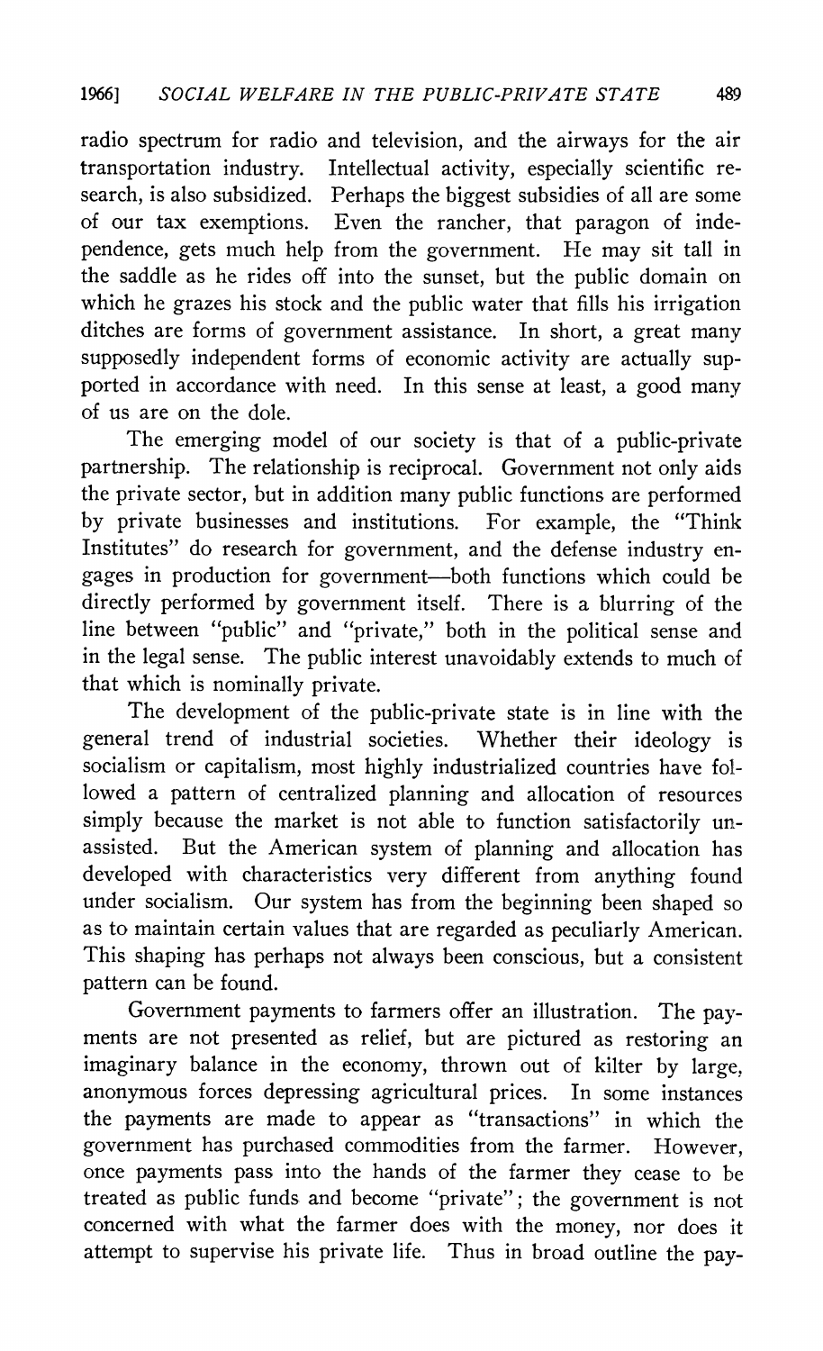radio spectrum for radio and television, and the airways for the air transportation industry. Intellectual activity, especially scientific research, is also subsidized. Perhaps the biggest subsidies of all are some of our tax exemptions. Even the rancher, that paragon of independence, gets much help from the government. He may sit tall in the saddle as he rides off into the sunset, but the public domain on which he grazes his stock and the public water that fills his irrigation ditches are forms of government assistance. In short, a great many supposedly independent forms of economic activity are actually supported in accordance with need. In this sense at least, a good many of us are on the dole.

The emerging model of our society is that of a public-private partnership. The relationship is reciprocal. Government not only aids the private sector, but in addition many public functions are performed by private businesses and institutions. For example, the "Think Institutes" do research for government, and the defense industry engages in production for government—both functions which could be directly performed by government itself. There is a blurring of the line between "public" and "private," both in the political sense and in the legal sense. The public interest unavoidably extends to much of that which is nominally private.

The development of the public-private state is in line with the general trend of industrial societies. Whether their ideology is socialism or capitalism, most highly industrialized countries have followed a pattern of centralized planning and allocation of resources simply because the market is not able to function satisfactorily unassisted. But the American system of planning and allocation has developed with characteristics very different from anything found under socialism. Our system has from the beginning been shaped so as to maintain certain values that are regarded as peculiarly American. This shaping has perhaps not always been conscious, but a consistent pattern can be found.

Government payments to farmers offer an illustration. The payments are not presented as relief, but are pictured as restoring an imaginary balance in the economy, thrown out of kilter by large, anonymous forces depressing agricultural prices. In some instances the payments are made to appear as "transactions" in which the government has purchased commodities from the farmer. However, once payments pass into the hands of the farmer they cease to be treated as public funds and become "private"; the government is not concerned with what the farmer does with the money, nor does it attempt to supervise his private life. Thus in broad outline the pay-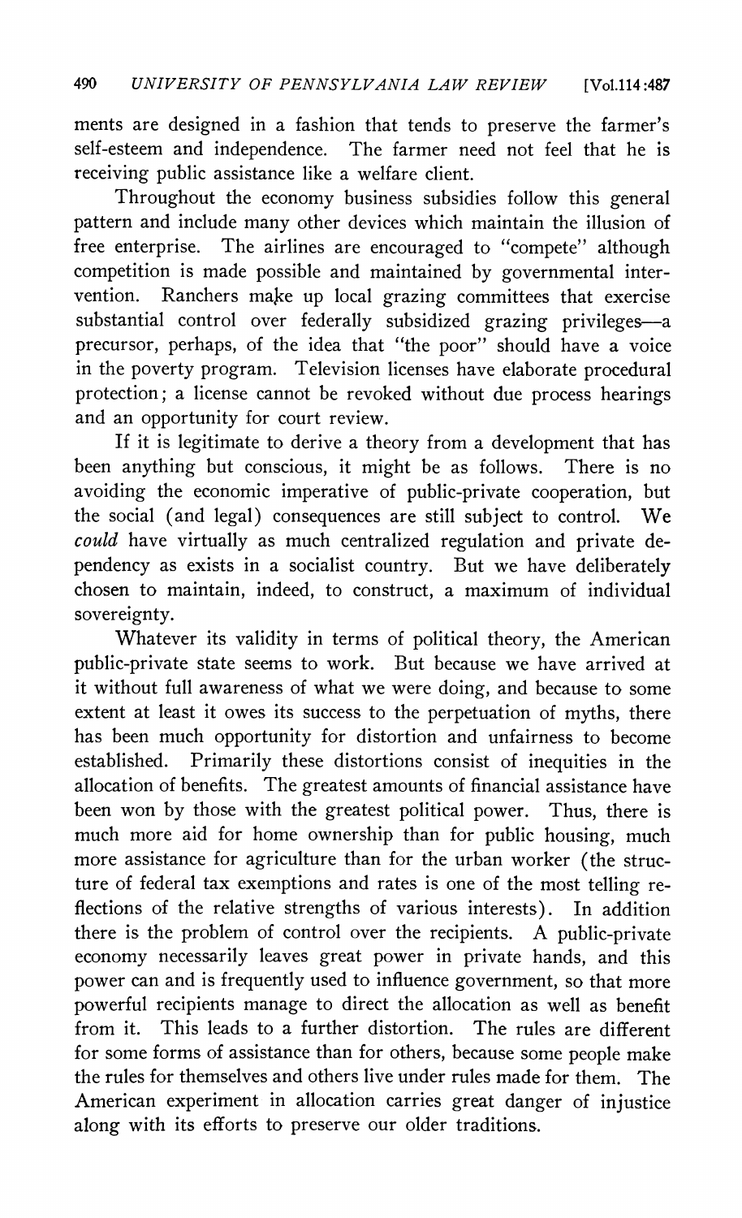ments are designed in a fashion that tends to preserve the farmer's self-esteem and independence. The farmer need not feel that he is receiving public assistance like a welfare client.

Throughout the economy business subsidies follow this general pattern and include many other devices which maintain the illusion of free enterprise. The airlines are encouraged to "compete" although competition is made possible and maintained by governmental intervention. Ranchers make up local grazing committees that exercise substantial control over federally subsidized grazing privileges—a precursor, perhaps, of the idea that "the poor" should have a voice in the poverty program. Television licenses have elaborate procedural protection; a license cannot be revoked without due process hearings and an opportunity for court review.

If it is legitimate to derive a theory from a development that has been anything but conscious, it might be as follows. There is no avoiding the economic imperative of public-private cooperation, but the social (and legal) consequences are still subject to control. We *could* have virtually as much centralized regulation and private dependency as exists in a socialist country. But we have deliberately chosen to maintain, indeed, to construct, a maximum of individual sovereignty.

Whatever its validity in terms of political theory, the American public-private state seems to work. But because we have arrived at it without full awareness of what we were doing, and because to some extent at least it owes its success to the perpetuation of myths, there has been much opportunity for distortion and unfairness to become established. Primarily these distortions consist of inequities in the allocation of benefits. The greatest amounts of financial assistance have been won by those with the greatest political power. Thus, there is much more aid for home ownership than for public housing, much more assistance for agriculture than for the urban worker (the structure of federal tax exemptions and rates is one of the most telling reflections of the relative strengths of various interests). In addition there is the problem of control over the recipients. A public-private economy necessarily leaves great power in private hands, and this power can and is frequently used to influence government, so that more powerful recipients manage to direct the allocation as well as benefit from it. This leads to a further distortion. The rules are different for some forms of assistance than for others, because some people make the rules for themselves and others live under rules made for them. The American experiment in allocation carries great danger of injustice along with its efforts to preserve our older traditions.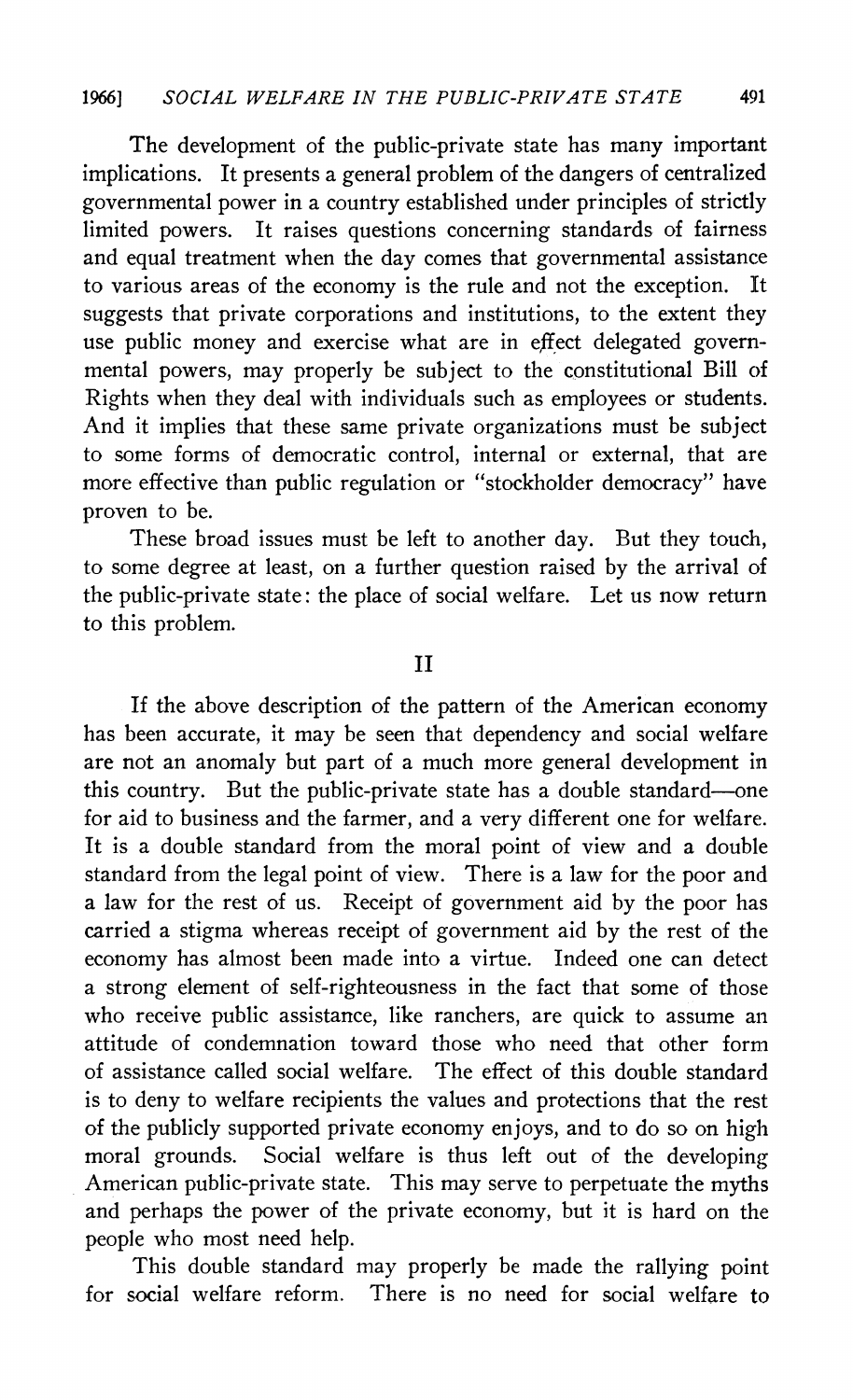The development of the public-private state has many important implications. It presents a general problem of the dangers of centralized governmental power in a country established under principles of strictly limited powers. It raises questions concerning standards of fairness and equal treatment when the day comes that governmental assistance to various areas of the economy is the rule and not the exception. It suggests that private corporations and institutions, to the extent they use public money and exercise what are in effect delegated governmental powers, may properly be subject to the constitutional Bill of Rights when they deal with individuals such as employees or students. And it implies that these same private organizations must be subject to some forms of democratic control, internal or external, that are more effective than public regulation or "stockholder democracy" have proven to be.

These broad issues must be left to another day. But they touch, to some degree at least, on a further question raised by the arrival of the public-private state: the place of social welfare. Let us now return to this problem.

## II

If the above description of the pattern of the American economy has been accurate, it may be seen that dependency and social welfare are not an anomaly but part of a much more general development in this country. But the public-private state has a double standard—one for aid to business and the farmer, and a very different one for welfare. It is a double standard from the moral point of view and a double standard from the legal point of view. There is a law for the poor and a law for the rest of us. Receipt of government aid by the poor has carried a stigma whereas receipt of government aid by the rest of the economy has almost been made into a virtue. Indeed one can detect a strong element of self-righteousness in the fact that some of those who receive public assistance, like ranchers, are quick to assume an attitude of condemnation toward those who need that other form of assistance called social welfare. The effect of this double standard is to deny to welfare recipients the values and protections that the rest of the publicly supported private economy enjoys, and to do so on high moral grounds. Social welfare is thus left out of the developing American public-private state. This may serve to perpetuate the myths and perhaps the power of the private economy, but it is hard on the people who most need help.

This double standard may properly be made the rallying point for social welfare reform. There is no need for social welfare to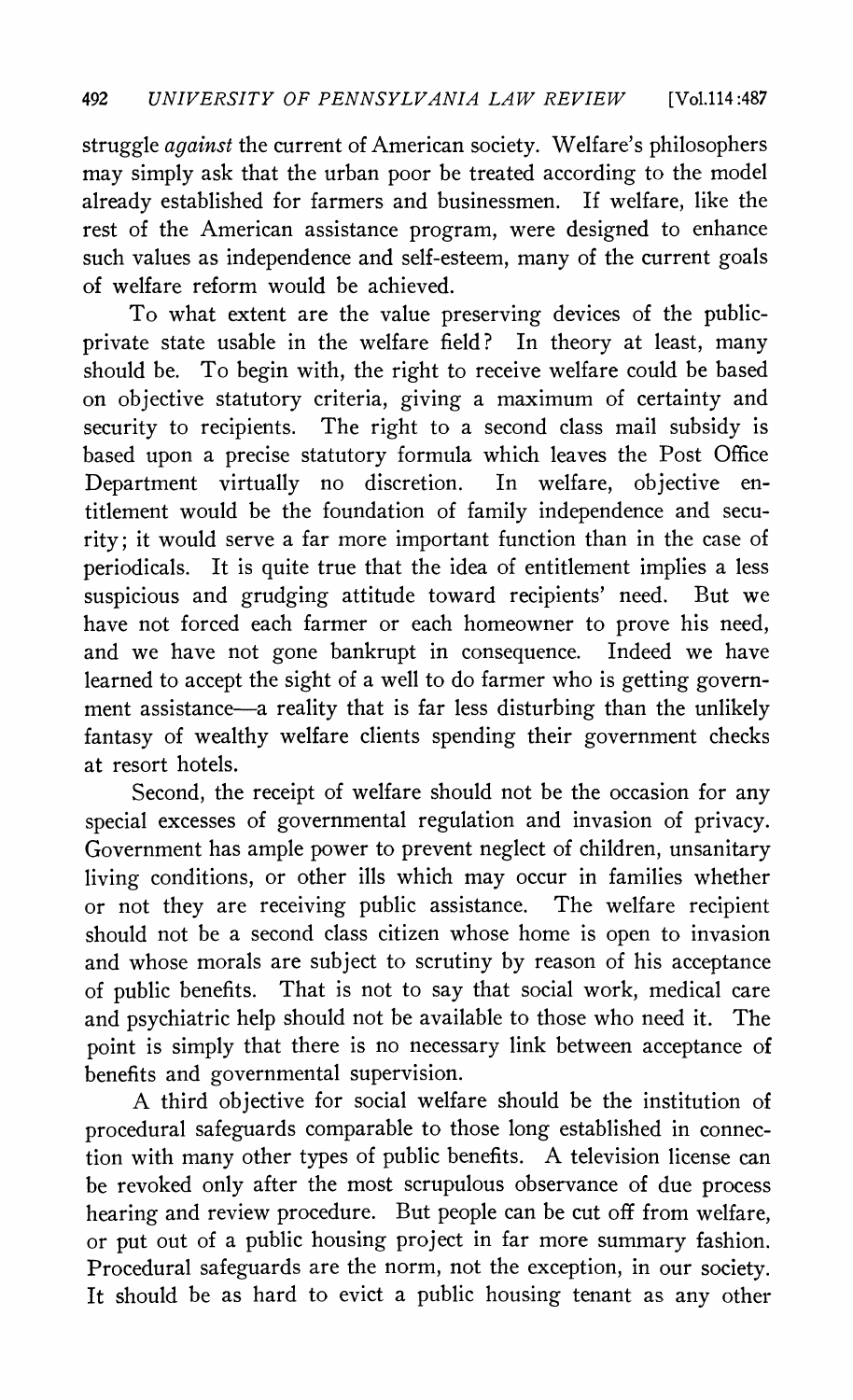struggle *against* the current of American society. Welfare's philosophers may simply ask that the urban poor be treated according to the model already established for farmers and businessmen. If welfare, like the rest of the American assistance program, were designed to enhance such values as independence and self-esteem, many of the current goals of welfare reform would be achieved.

To what extent are the value preserving devices of the public-private state usable in the welfare field? In theory at least, many should be. To begin with, the right to receive welfare could be based on objective statutory criteria, giving a maximum of certainty and security to recipients. The right to a second class mail subsidy is based upon a precise statutory formula which leaves the Post Office Department virtually no discretion. In welfare, objective entitlement would be the foundation of family independence and security; it would serve a far more important function than in the case of periodicals. It is quite true that the idea of entitlement implies a less suspicious and grudging attitude toward recipients' need. But we have not forced each farmer or each homeowner to prove his need, and we have not gone bankrupt in consequence. Indeed we have learned to accept the sight of a well to do farmer who is getting government assistance—a reality that is far less disturbing than the unlikely fantasy of wealthy welfare clients spending their government checks at resort hotels.

Second, the receipt of welfare should not be the occasion for any special excesses of governmental regulation and invasion of privacy. Government has ample power to prevent neglect of children, unsanitary living conditions, or other ills which may occur in families whether or not they are receiving public assistance. The welfare recipient should not be a second class citizen whose home is open to invasion and whose morals are subject to scrutiny by reason of his acceptance of public benefits. That is not to say that social work, medical care and psychiatric help should not be available to those who need it. The point is simply that there is no necessary link between acceptance of benefits and governmental supervision.

A third objective for social welfare should be the institution of procedural safeguards comparable to those long established in connection with many other types of public benefits. A television license can be revoked only after the most scrupulous observance of due process hearing and review procedure. But people can be cut off from welfare, or put out of a public housing project in far more summary fashion. Procedural safeguards are the norm, not the exception, in our society. It should be as hard to evict a public housing tenant as any other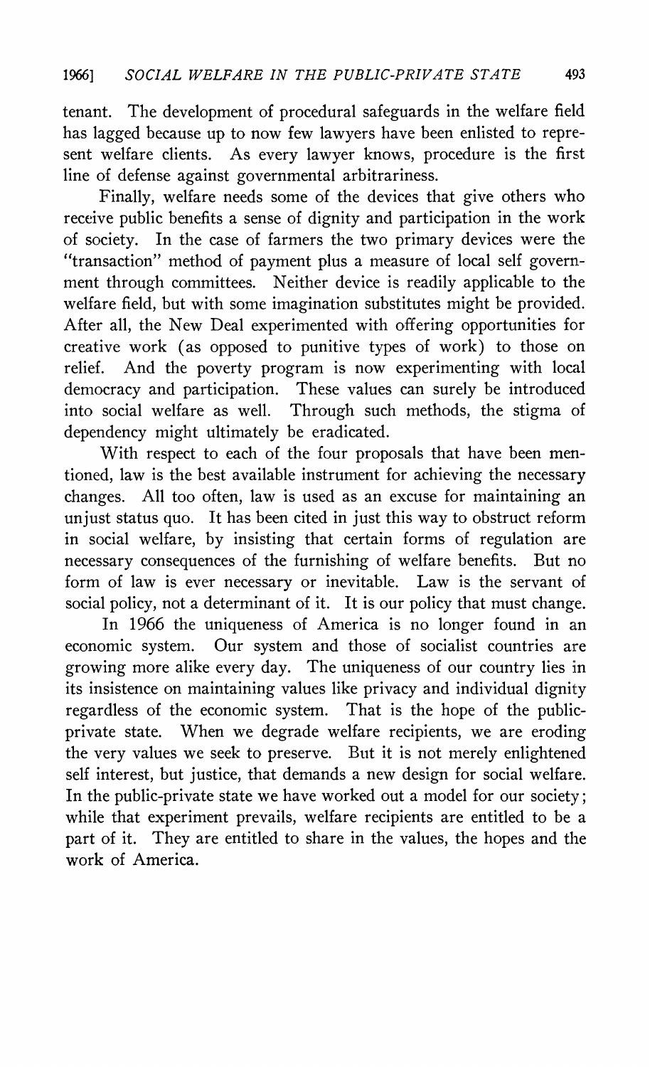tenant. The development of procedural safeguards in the welfare field has lagged because up to now few lawyers have been enlisted to represent welfare clients. As every lawyer knows, procedure is the first line of defense against governmental arbitrariness.

Finally, welfare needs some of the devices that give others who receive public benefits a sense of dignity and participation in the work of society. In the case of farmers the two primary devices were the "transaction" method of payment plus a measure of local self government through committees. Neither device is readily applicable to the welfare field, but with some imagination substitutes might be provided. After all, the New Deal experimented with offering opportunities for creative work (as opposed to punitive types of work) to those on relief. And the poverty program is now experimenting with local democracy and participation. These values can surely be introduced into social welfare as well. Through such methods, the stigma of dependency might ultimately be eradicated.

With respect to each of the four proposals that have been mentioned, law is the best available instrument for achieving the necessary changes. All too often, law is used as an excuse for maintaining an unjust status quo. It has been cited in just this way to obstruct reform in social welfare, by insisting that certain forms of regulation are necessary consequences of the furnishing of welfare benefits. But no form of law is ever necessary or inevitable. Law is the servant of social policy, not a determinant of it. It is our policy that must change.

In 1966 the uniqueness of America is no longer found in an economic system. Our system and those of socialist countries are growing more alike every day. The uniqueness of our country lies in its insistence on maintaining values like privacy and individual dignity regardless of the economic system. That is the hope of the public-private state. When we degrade welfare recipients, we are eroding the very values we seek to preserve. But it is not merely enlightened self interest, but justice, that demands a new design for social welfare. In the public-private state we have worked out a model for our society; while that experiment prevails, welfare recipients are entitled to be a part of it. They are entitled to share in the values, the hopes and the work of America.